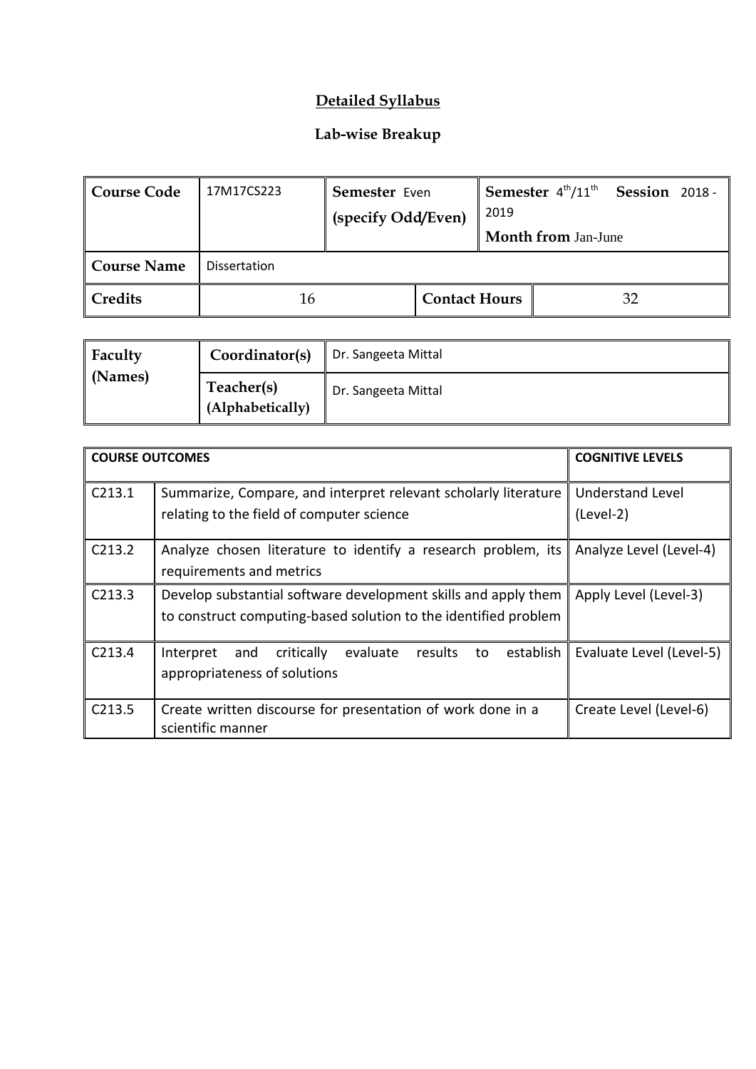# Detailed Syllabus

## Lab-wise Breakup

| Course Code | 17M17CS223 | Semester Even (specify Odd/Even) | | Semester 4th/11th Session 2018 -2019 Month from Jan-June |
|---|---|---|---|---|
| Course Name | Dissertation | | | |
| Credits | 16 | | Contact Hours | 32 |

| Faculty (Names) | Coordinator(s) | Dr. Sangeeta Mittal |
|---|---|---|
| | Teacher(s) (Alphabetically) | Dr. Sangeeta Mittal |

| COURSE OUTCOMES | | COGNITIVE LEVELS |
|---|---|---|
| C213.1 | Summarize, Compare, and interpret relevant scholarly literature relating to the field of computer science | Understand Level (Level-2) |
| C213.2 | Analyze chosen literature to identify a research problem, its requirements and metrics | Analyze Level (Level-4) |
| C213.3 | Develop substantial software development skills and apply them to construct computing-based solution to the identified problem | Apply Level (Level-3) |
| C213.4 | Interpret and critically evaluate results to establish appropriateness of solutions | Evaluate Level (Level-5) |
| C213.5 | Create written discourse for presentation of work done in a scientific manner | Create Level (Level-6) |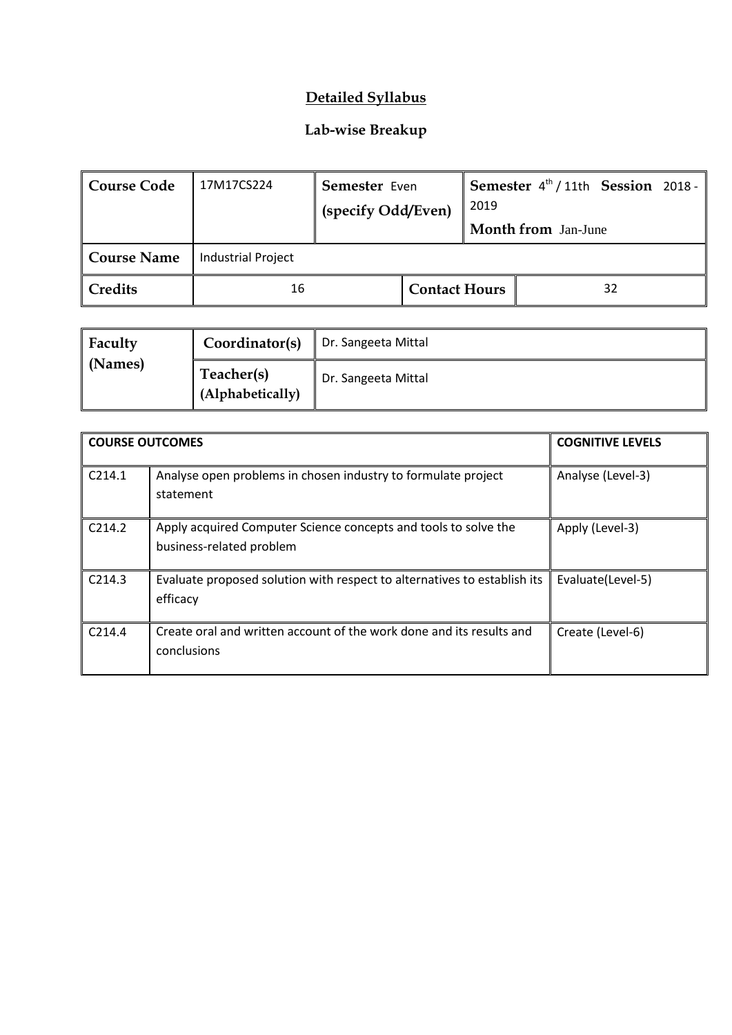## Detailed Syllabus

### Lab-wise Breakup

| Course Code | 17M17CS224 | Semester Even (specify Odd/Even) | | Semester 4th / 11th Session 2018 -2019 Month from Jan-June |
|---|---|---|---|---|
| Course Name | Industrial Project | | | |
| Credits | 16 | | Contact Hours | 32 |

| Faculty (Names) | Coordinator(s) | Dr. Sangeeta Mittal |
|---|---|---|
| | Teacher(s) (Alphabetically) | Dr. Sangeeta Mittal |

| COURSE OUTCOMES | | COGNITIVE LEVELS |
|---|---|---|
| C214.1 | Analyse open problems in chosen industry to formulate project statement | Analyse (Level-3) |
| C214.2 | Apply acquired Computer Science concepts and tools to solve the business-related problem | Apply (Level-3) |
| C214.3 | Evaluate proposed solution with respect to alternatives to establish its efficacy | Evaluate(Level-5) |
| C214.4 | Create oral and written account of the work done and its results and conclusions | Create (Level-6) |